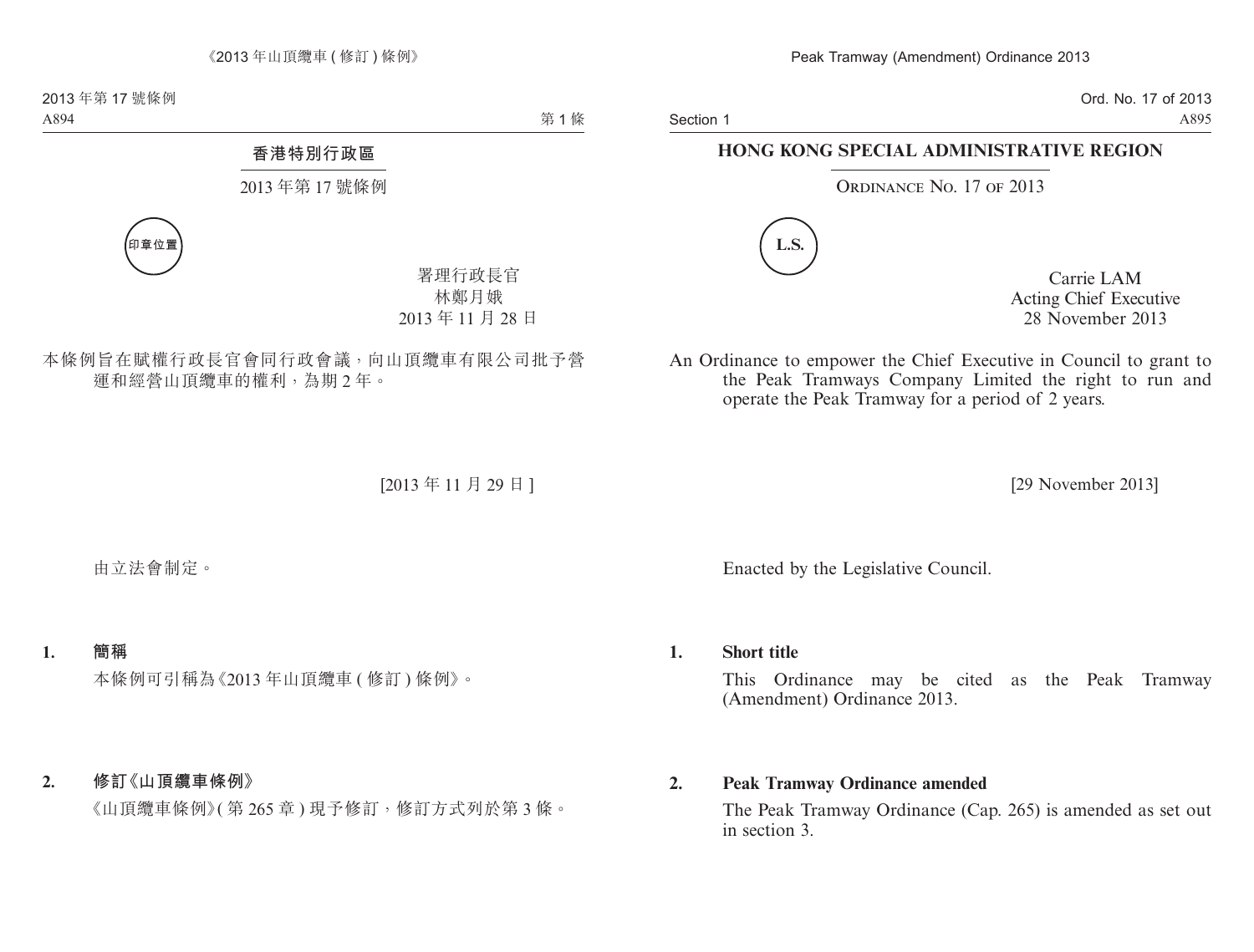2013 年第 17 號條例

## 香港特別行政區

## 2013 年第 17 號條例

印章位置

署理行政長官
林鄭月娥
2013 年 11 月 28 日

本條例旨在賦權行政長官會同行政會議，向山頂纜車有限公司批予營運和經營山頂纜車的權利，為期 2 年。

[2013 年 11 月 29 日]

由立法會制定。

**1. 簡稱**

本條例可引稱為《2013 年山頂纜車 (修訂) 條例》。

**2. 修訂《山頂纜車條例》**

《山頂纜車條例》(第 265 章) 現予修訂，修訂方式列於第 3 條。

Ord. No. 17 of 2013

## HONG KONG SPECIAL ADMINISTRATIVE REGION

## ORDINANCE NO. 17 OF 2013

L.S.

Carrie LAM
Acting Chief Executive
28 November 2013

An Ordinance to empower the Chief Executive in Council to grant to the Peak Tramways Company Limited the right to run and operate the Peak Tramway for a period of 2 years.

[29 November 2013]

Enacted by the Legislative Council.

**1. Short title**

This Ordinance may be cited as the Peak Tramway (Amendment) Ordinance 2013.

**2. Peak Tramway Ordinance amended**

The Peak Tramway Ordinance (Cap. 265) is amended as set out in section 3.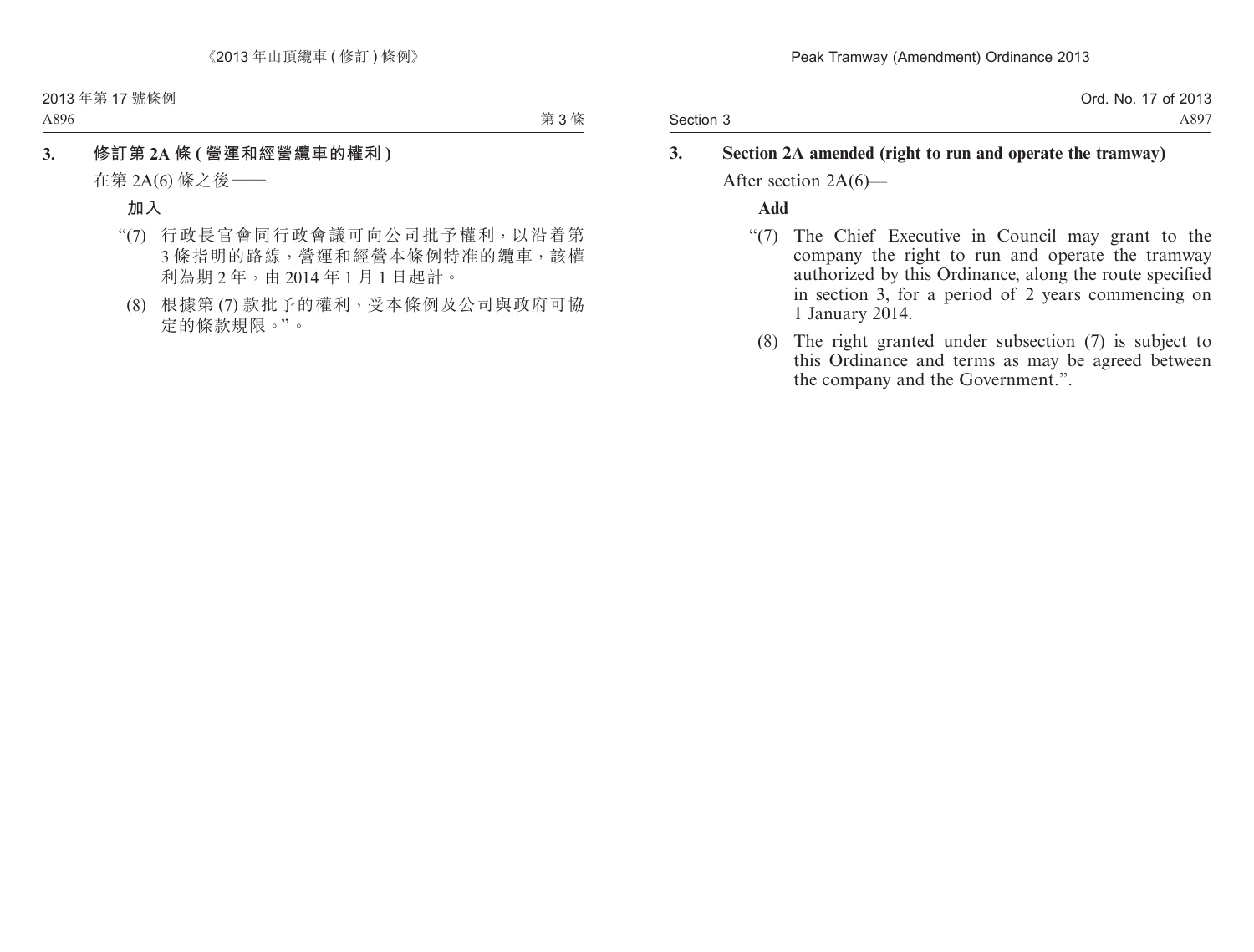## 3. 修訂第 2A 條 (營運和經營纜車的權利)

在第 2A(6) 條之後——

**加入**

“(7) 行政長官會同行政會議可向公司批予權利，以沿着第 3 條指明的路線，營運和經營本條例特准的纜車，該權利為期 2 年，由 2014 年 1 月 1 日起計。

(8) 根據第 (7) 款批予的權利，受本條例及公司與政府可協定的條款規限。”。

## 3. Section 2A amended (right to run and operate the tramway)

After section 2A(6)—

**Add**

“(7) The Chief Executive in Council may grant to the company the right to run and operate the tramway authorized by this Ordinance, along the route specified in section 3, for a period of 2 years commencing on 1 January 2014.

(8) The right granted under subsection (7) is subject to this Ordinance and terms as may be agreed between the company and the Government.”.